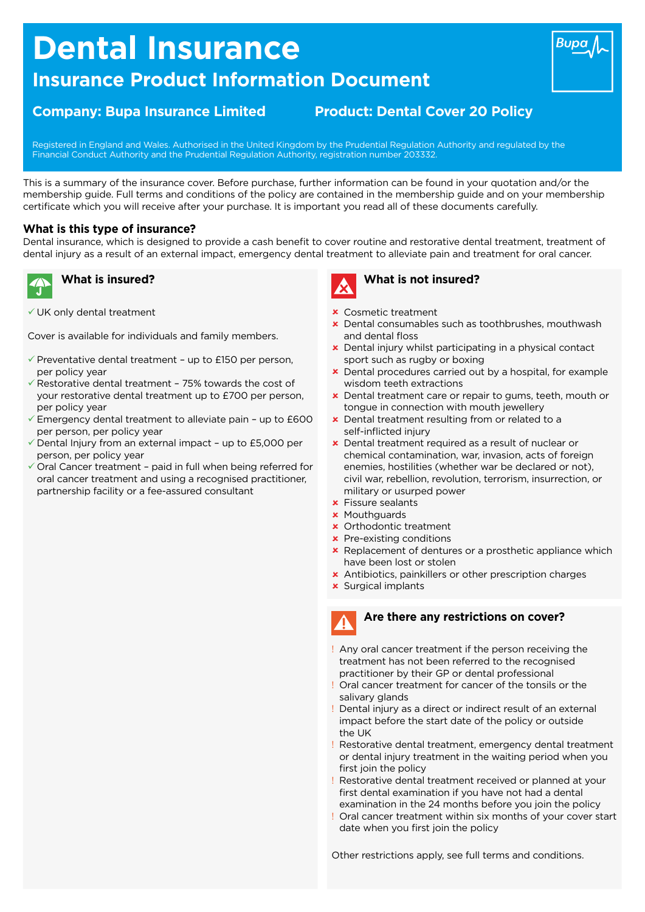# Dental Insurance

## Insurance Product Information Document

**Company: Bupa Insurance Limited** **Product: Dental Cover 20 Policy**

Registered in England and Wales. Authorised in the United Kingdom by the Prudential Regulation Authority and regulated by the Financial Conduct Authority and the Prudential Regulation Authority, registration number 203332.

This is a summary of the insurance cover. Before purchase, further information can be found in your quotation and/or the membership guide. Full terms and conditions of the policy are contained in the membership guide and on your membership certificate which you will receive after your purchase. It is important you read all of these documents carefully.

### What is this type of insurance?

Dental insurance, which is designed to provide a cash benefit to cover routine and restorative dental treatment, treatment of dental injury as a result of an external impact, emergency dental treatment to alleviate pain and treatment for oral cancer.

### What is insured?

- ✓ UK only dental treatment

Cover is available for individuals and family members.

- ✓ Preventative dental treatment – up to £150 per person, per policy year
- ✓ Restorative dental treatment – 75% towards the cost of your restorative dental treatment up to £700 per person, per policy year
- ✓ Emergency dental treatment to alleviate pain – up to £600 per person, per policy year
- ✓ Dental Injury from an external impact – up to £5,000 per person, per policy year
- ✓ Oral Cancer treatment – paid in full when being referred for oral cancer treatment and using a recognised practitioner, partnership facility or a fee-assured consultant

### What is not insured?

- ✗ Cosmetic treatment
- ✗ Dental consumables such as toothbrushes, mouthwash and dental floss
- ✗ Dental injury whilst participating in a physical contact sport such as rugby or boxing
- ✗ Dental procedures carried out by a hospital, for example wisdom teeth extractions
- ✗ Dental treatment care or repair to gums, teeth, mouth or tongue in connection with mouth jewellery
- ✗ Dental treatment resulting from or related to a self-inflicted injury
- ✗ Dental treatment required as a result of nuclear or chemical contamination, war, invasion, acts of foreign enemies, hostilities (whether war be declared or not), civil war, rebellion, revolution, terrorism, insurrection, or military or usurped power
- ✗ Fissure sealants
- ✗ Mouthguards
- ✗ Orthodontic treatment
- ✗ Pre-existing conditions
- ✗ Replacement of dentures or a prosthetic appliance which have been lost or stolen
- ✗ Antibiotics, painkillers or other prescription charges
- ✗ Surgical implants

### Are there any restrictions on cover?

- ! Any oral cancer treatment if the person receiving the treatment has not been referred to the recognised practitioner by their GP or dental professional
- ! Oral cancer treatment for cancer of the tonsils or the salivary glands
- ! Dental injury as a direct or indirect result of an external impact before the start date of the policy or outside the UK
- ! Restorative dental treatment, emergency dental treatment or dental injury treatment in the waiting period when you first join the policy
- ! Restorative dental treatment received or planned at your first dental examination if you have not had a dental examination in the 24 months before you join the policy
- ! Oral cancer treatment within six months of your cover start date when you first join the policy

Other restrictions apply, see full terms and conditions.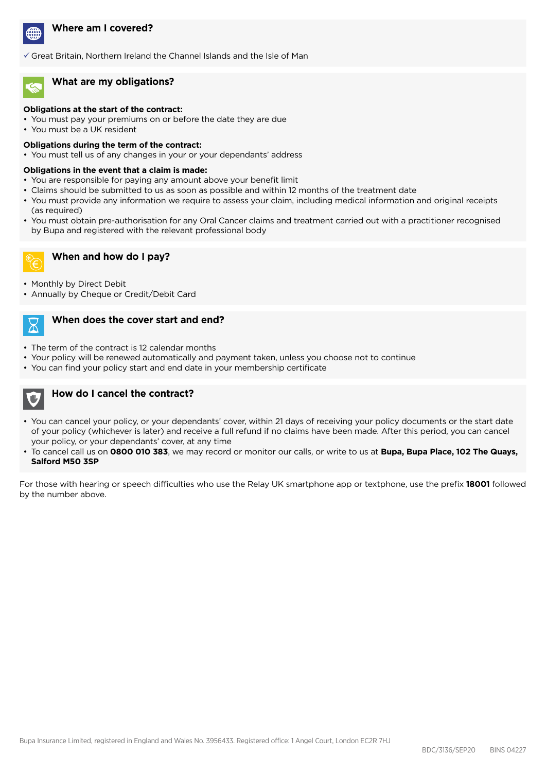## Where am I covered?

✓ Great Britain, Northern Ireland the Channel Islands and the Isle of Man

## What are my obligations?

**Obligations at the start of the contract:**

- You must pay your premiums on or before the date they are due
- You must be a UK resident

**Obligations during the term of the contract:**

- You must tell us of any changes in your or your dependants' address

**Obligations in the event that a claim is made:**

- You are responsible for paying any amount above your benefit limit
- Claims should be submitted to us as soon as possible and within 12 months of the treatment date
- You must provide any information we require to assess your claim, including medical information and original receipts (as required)
- You must obtain pre-authorisation for any Oral Cancer claims and treatment carried out with a practitioner recognised by Bupa and registered with the relevant professional body

## When and how do I pay?

- Monthly by Direct Debit
- Annually by Cheque or Credit/Debit Card

## When does the cover start and end?

- The term of the contract is 12 calendar months
- Your policy will be renewed automatically and payment taken, unless you choose not to continue
- You can find your policy start and end date in your membership certificate

## How do I cancel the contract?

- You can cancel your policy, or your dependants' cover, within 21 days of receiving your policy documents or the start date of your policy (whichever is later) and receive a full refund if no claims have been made. After this period, you can cancel your policy, or your dependants' cover, at any time
- To cancel call us on **0800 010 383**, we may record or monitor our calls, or write to us at **Bupa, Bupa Place, 102 The Quays, Salford M50 3SP**

For those with hearing or speech difficulties who use the Relay UK smartphone app or textphone, use the prefix **18001** followed by the number above.

Bupa Insurance Limited, registered in England and Wales No. 3956433. Registered office: 1 Angel Court, London EC2R 7HJ

BDC/3136/SEP20 BINS 04227